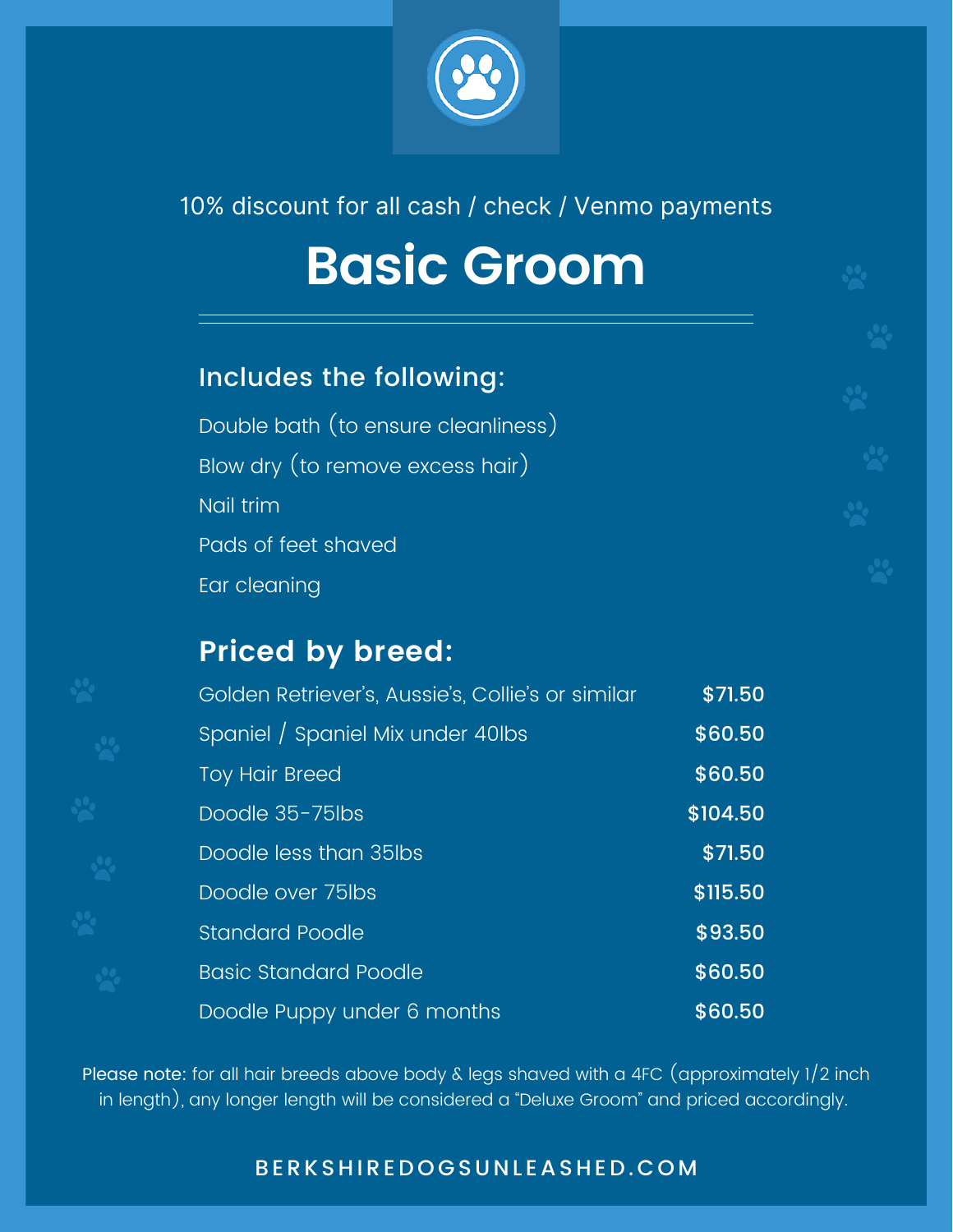10% discount for all cash / check / Venmo payments

# Basic Groom

## Includes the following:

Double bath (to ensure cleanliness)

Blow dry (to remove excess hair)

Nail trim

Pads of feet shaved

Ear cleaning

## Priced by breed:

| Breed | Price |
|---|---|
| Golden Retriever's, Aussie's, Collie's or similar | **$71.50** |
| Spaniel / Spaniel Mix under 40lbs | **$60.50** |
| Toy Hair Breed | **$60.50** |
| Doodle 35-75lbs | **$104.50** |
| Doodle less than 35lbs | **$71.50** |
| Doodle over 75lbs | **$115.50** |
| Standard Poodle | **$93.50** |
| Basic Standard Poodle | **$60.50** |
| Doodle Puppy under 6 months | **$60.50** |

Please note: for all hair breeds above body & legs shaved with a 4FC (approximately 1/2 inch in length), any longer length will be considered a "Deluxe Groom" and priced accordingly.

BERKSHIREDOGSUNLEASHED.COM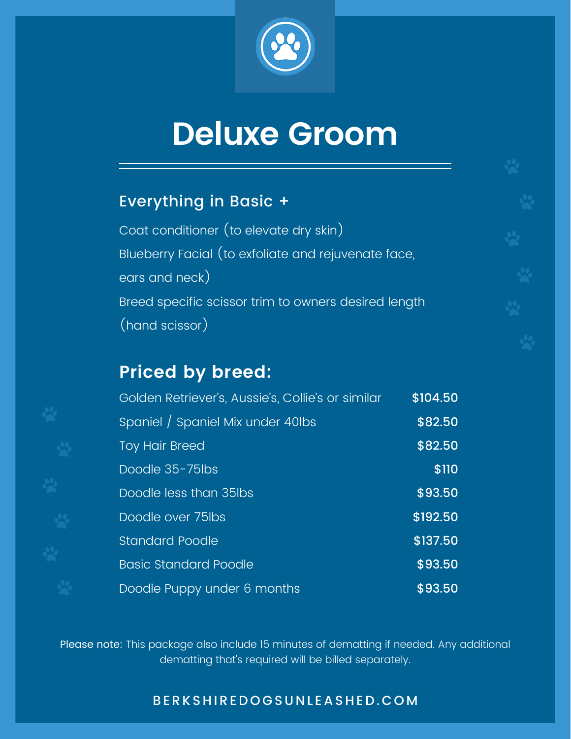# Deluxe Groom

### Everything in Basic +

Coat conditioner (to elevate dry skin)
Blueberry Facial (to exfoliate and rejuvenate face, ears and neck)
Breed specific scissor trim to owners desired length (hand scissor)

## Priced by breed:

| Breed | Price |
| --- | --- |
| Golden Retriever's, Aussie's, Collie's or similar | $104.50 |
| Spaniel / Spaniel Mix under 40lbs | $82.50 |
| Toy Hair Breed | $82.50 |
| Doodle 35-75lbs | $110 |
| Doodle less than 35lbs | $93.50 |
| Doodle over 75lbs | $192.50 |
| Standard Poodle | $137.50 |
| Basic Standard Poodle | $93.50 |
| Doodle Puppy under 6 months | $93.50 |

Please note: This package also include 15 minutes of dematting if needed. Any additional dematting that's required will be billed separately.

BERKSHIREDOGSUNLEASHED.COM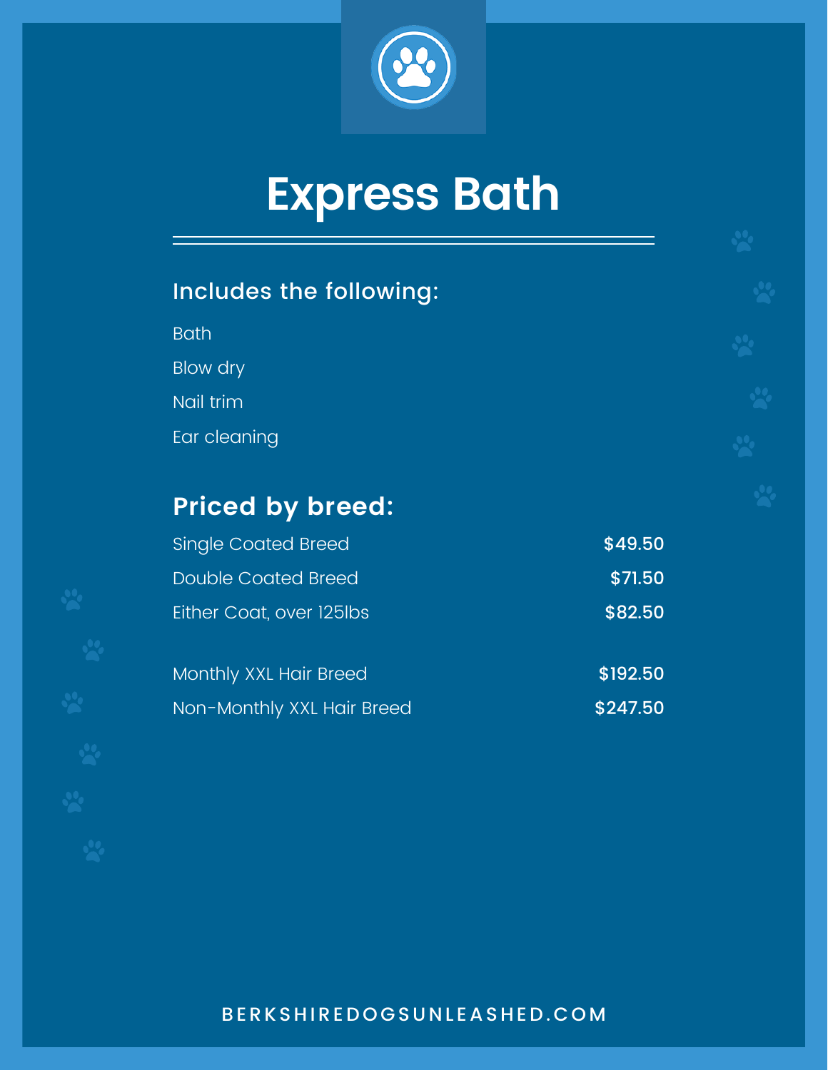# Express Bath

### Includes the following:

- Bath
- Blow dry
- Nail trim
- Ear cleaning

### Priced by breed:

| Breed | Price |
| --- | --- |
| Single Coated Breed | **$49.50** |
| Double Coated Breed | **$71.50** |
| Either Coat, over 125lbs | **$82.50** |
| Monthly XXL Hair Breed | **$192.50** |
| Non-Monthly XXL Hair Breed | **$247.50** |

BERKSHIREDOGSUNLEASHED.COM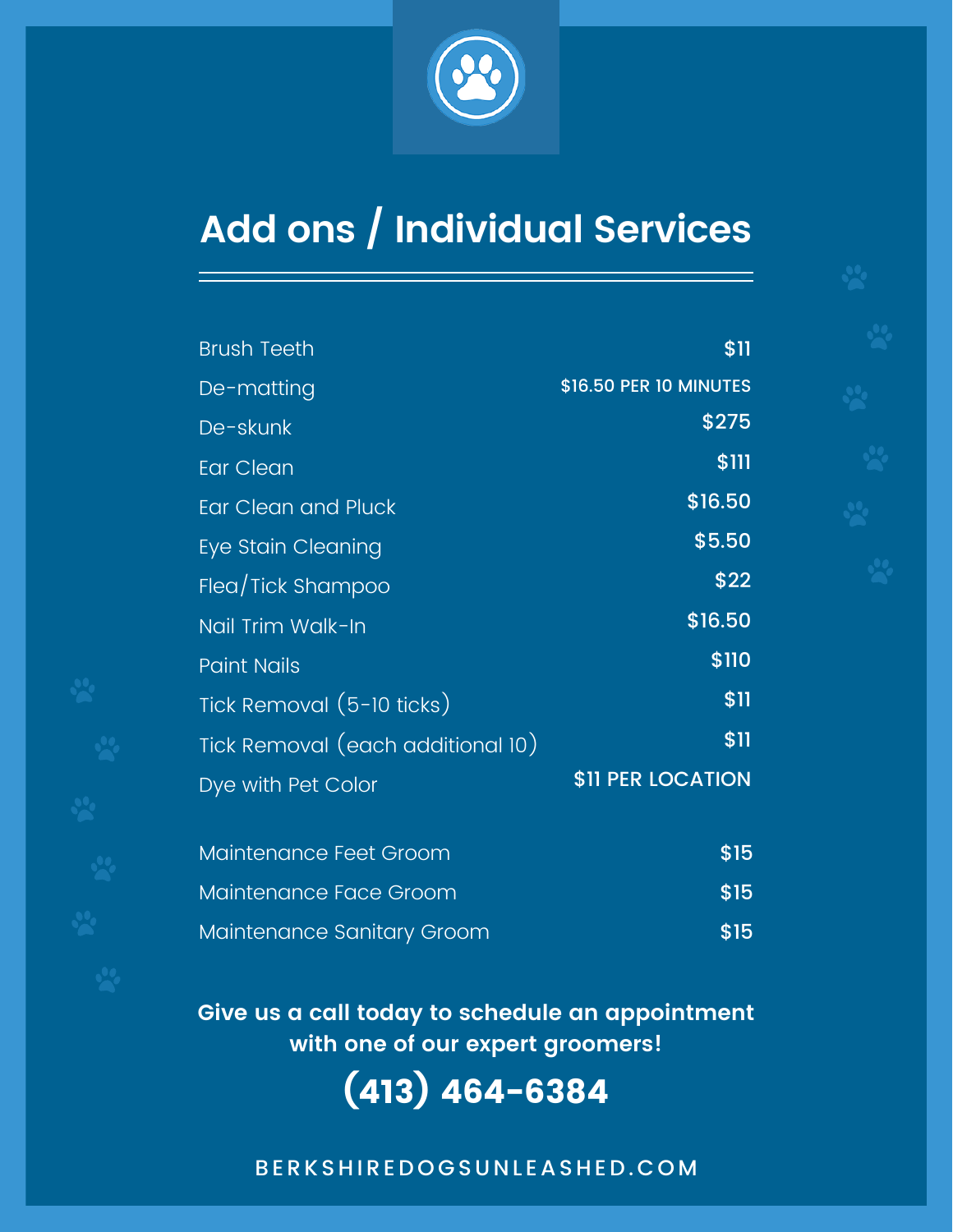# Add ons / Individual Services

| | |
|---|---|
| Brush Teeth | $11 |
| De-matting | $16.50 PER 10 MINUTES |
| De-skunk | $275 |
| Ear Clean | $111 |
| Ear Clean and Pluck | $16.50 |
| Eye Stain Cleaning | $5.50 |
| Flea/Tick Shampoo | $22 |
| Nail Trim Walk-In | $16.50 |
| Paint Nails | $110 |
| Tick Removal (5-10 ticks) | $11 |
| Tick Removal (each additional 10) | $11 |
| Dye with Pet Color | $11 PER LOCATION |

| | |
|---|---|
| Maintenance Feet Groom | $15 |
| Maintenance Face Groom | $15 |
| Maintenance Sanitary Groom | $15 |

**Give us a call today to schedule an appointment with one of our expert groomers!**

## (413) 464-6384

BERKSHIREDOGSUNLEASHED.COM